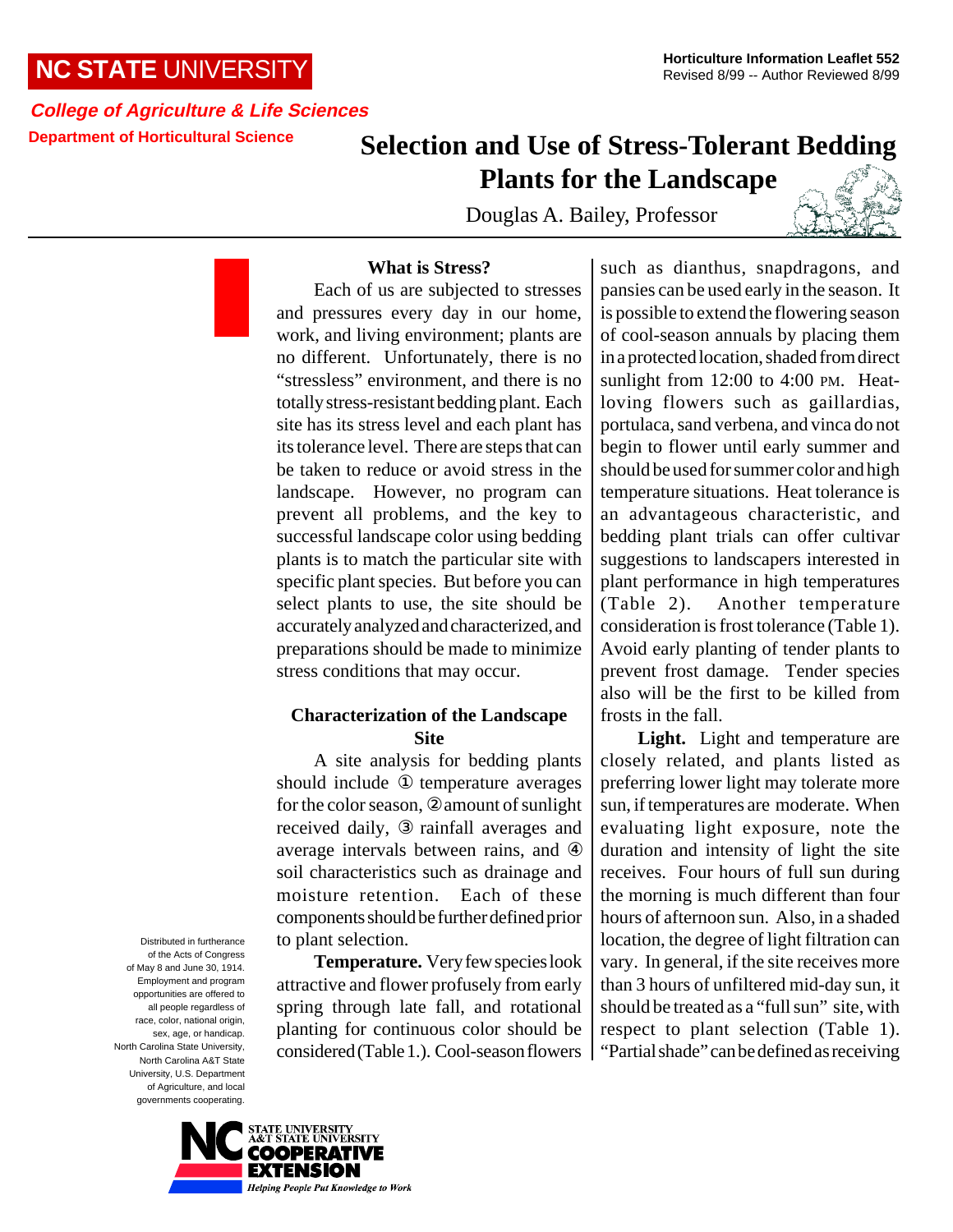NC STATE UNIVERSITY

*College of Agriculture & Life Sciences*

Department of Horticultural Science

Horticulture Information Leaflet 552
Revised 8/99 -- Author Reviewed 8/99

# Selection and Use of Stress-Tolerant Bedding Plants for the Landscape

Douglas A. Bailey, Professor

## What is Stress?

Each of us are subjected to stresses and pressures every day in our home, work, and living environment; plants are no different. Unfortunately, there is no "stressless" environment, and there is no totally stress-resistant bedding plant. Each site has its stress level and each plant has its tolerance level. There are steps that can be taken to reduce or avoid stress in the landscape. However, no program can prevent all problems, and the key to successful landscape color using bedding plants is to match the particular site with specific plant species. But before you can select plants to use, the site should be accurately analyzed and characterized, and preparations should be made to minimize stress conditions that may occur.

## Characterization of the Landscape Site

A site analysis for bedding plants should include ① temperature averages for the color season, ② amount of sunlight received daily, ③ rainfall averages and average intervals between rains, and ④ soil characteristics such as drainage and moisture retention. Each of these components should be further defined prior to plant selection.

**Temperature.** Very few species look attractive and flower profusely from early spring through late fall, and rotational planting for continuous color should be considered (Table 1.). Cool-season flowers such as dianthus, snapdragons, and pansies can be used early in the season. It is possible to extend the flowering season of cool-season annuals by placing them in a protected location, shaded from direct sunlight from 12:00 to 4:00 PM. Heat-loving flowers such as gaillardias, portulaca, sand verbena, and vinca do not begin to flower until early summer and should be used for summer color and high temperature situations. Heat tolerance is an advantageous characteristic, and bedding plant trials can offer cultivar suggestions to landscapers interested in plant performance in high temperatures (Table 2). Another temperature consideration is frost tolerance (Table 1). Avoid early planting of tender plants to prevent frost damage. Tender species also will be the first to be killed from frosts in the fall.

**Light.** Light and temperature are closely related, and plants listed as preferring lower light may tolerate more sun, if temperatures are moderate. When evaluating light exposure, note the duration and intensity of light the site receives. Four hours of full sun during the morning is much different than four hours of afternoon sun. Also, in a shaded location, the degree of light filtration can vary. In general, if the site receives more than 3 hours of unfiltered mid-day sun, it should be treated as a "full sun" site, with respect to plant selection (Table 1). "Partial shade" can be defined as receiving

Distributed in furtherance of the Acts of Congress of May 8 and June 30, 1914. Employment and program opportunities are offered to all people regardless of race, color, national origin, sex, age, or handicap. North Carolina State University, North Carolina A&T State University, U.S. Department of Agriculture, and local governments cooperating.

NC State University A&T State University Cooperative Extension — *Helping People Put Knowledge to Work*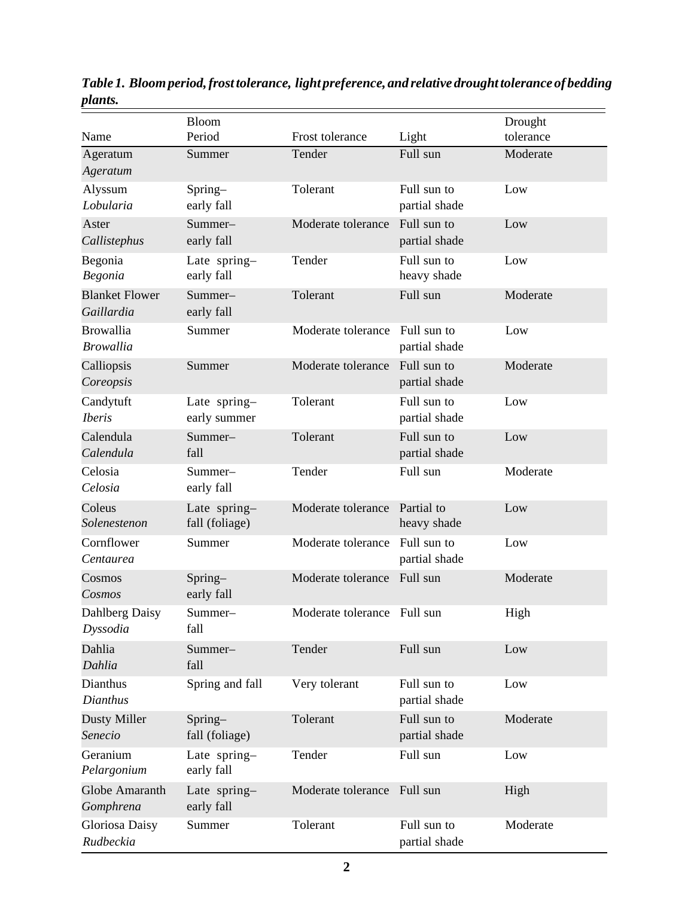***Table 1. Bloom period, frost tolerance, light preference, and relative drought tolerance of bedding plants.***

| Name | Bloom Period | Frost tolerance | Light | Drought tolerance |
|---|---|---|---|---|
| Ageratum *Ageratum* | Summer | Tender | Full sun | Moderate |
| Alyssum *Lobularia* | Spring–early fall | Tolerant | Full sun to partial shade | Low |
| Aster *Callistephus* | Summer–early fall | Moderate tolerance | Full sun to partial shade | Low |
| Begonia *Begonia* | Late spring–early fall | Tender | Full sun to heavy shade | Low |
| Blanket Flower *Gaillardia* | Summer–early fall | Tolerant | Full sun | Moderate |
| Browallia *Browallia* | Summer | Moderate tolerance | Full sun to partial shade | Low |
| Calliopsis *Coreopsis* | Summer | Moderate tolerance | Full sun to partial shade | Moderate |
| Candytuft *Iberis* | Late spring–early summer | Tolerant | Full sun to partial shade | Low |
| Calendula *Calendula* | Summer–fall | Tolerant | Full sun to partial shade | Low |
| Celosia *Celosia* | Summer–early fall | Tender | Full sun | Moderate |
| Coleus *Solenestenon* | Late spring–fall (foliage) | Moderate tolerance | Partial to heavy shade | Low |
| Cornflower *Centaurea* | Summer | Moderate tolerance | Full sun to partial shade | Low |
| Cosmos *Cosmos* | Spring–early fall | Moderate tolerance | Full sun | Moderate |
| Dahlberg Daisy *Dyssodia* | Summer–fall | Moderate tolerance | Full sun | High |
| Dahlia *Dahlia* | Summer–fall | Tender | Full sun | Low |
| Dianthus *Dianthus* | Spring and fall | Very tolerant | Full sun to partial shade | Low |
| Dusty Miller *Senecio* | Spring–fall (foliage) | Tolerant | Full sun to partial shade | Moderate |
| Geranium *Pelargonium* | Late spring–early fall | Tender | Full sun | Low |
| Globe Amaranth *Gomphrena* | Late spring–early fall | Moderate tolerance | Full sun | High |
| Gloriosa Daisy *Rudbeckia* | Summer | Tolerant | Full sun to partial shade | Moderate |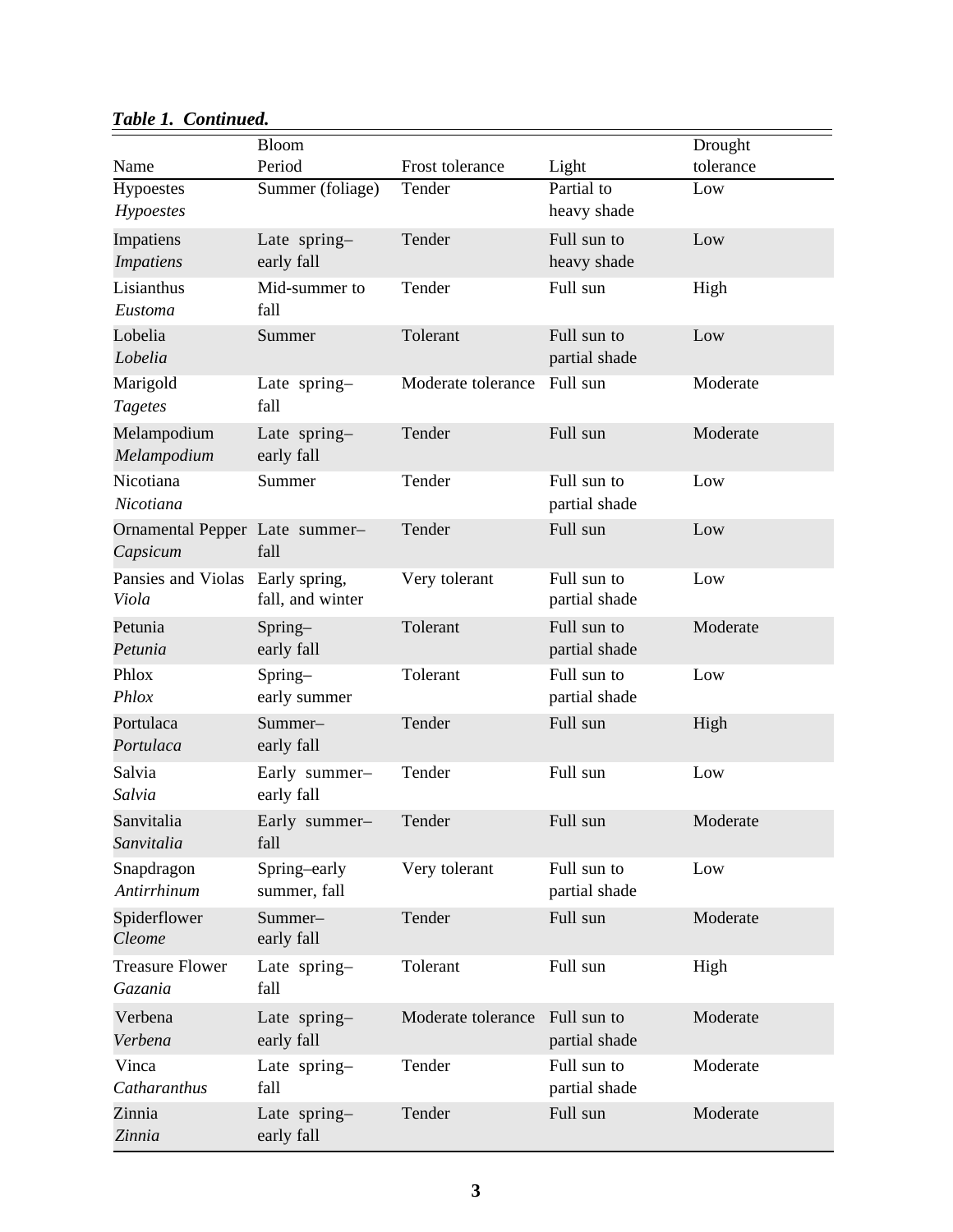***Table 1. Continued.***

| Name | Bloom Period | Frost tolerance | Light | Drought tolerance |
|---|---|---|---|---|
| Hypoestes *Hypoestes* | Summer (foliage) | Tender | Partial to heavy shade | Low |
| Impatiens *Impatiens* | Late spring–early fall | Tender | Full sun to heavy shade | Low |
| Lisianthus *Eustoma* | Mid-summer to fall | Tender | Full sun | High |
| Lobelia *Lobelia* | Summer | Tolerant | Full sun to partial shade | Low |
| Marigold *Tagetes* | Late spring–fall | Moderate tolerance | Full sun | Moderate |
| Melampodium *Melampodium* | Late spring–early fall | Tender | Full sun | Moderate |
| Nicotiana *Nicotiana* | Summer | Tender | Full sun to partial shade | Low |
| Ornamental Pepper *Capsicum* | Late summer–fall | Tender | Full sun | Low |
| Pansies and Violas *Viola* | Early spring, fall, and winter | Very tolerant | Full sun to partial shade | Low |
| Petunia *Petunia* | Spring–early fall | Tolerant | Full sun to partial shade | Moderate |
| Phlox *Phlox* | Spring–early summer | Tolerant | Full sun to partial shade | Low |
| Portulaca *Portulaca* | Summer–early fall | Tender | Full sun | High |
| Salvia *Salvia* | Early summer–early fall | Tender | Full sun | Low |
| Sanvitalia *Sanvitalia* | Early summer–fall | Tender | Full sun | Moderate |
| Snapdragon *Antirrhinum* | Spring–early summer, fall | Very tolerant | Full sun to partial shade | Low |
| Spiderflower *Cleome* | Summer–early fall | Tender | Full sun | Moderate |
| Treasure Flower *Gazania* | Late spring–fall | Tolerant | Full sun | High |
| Verbena *Verbena* | Late spring–early fall | Moderate tolerance | Full sun to partial shade | Moderate |
| Vinca *Catharanthus* | Late spring–fall | Tender | Full sun to partial shade | Moderate |
| Zinnia *Zinnia* | Late spring–early fall | Tender | Full sun | Moderate |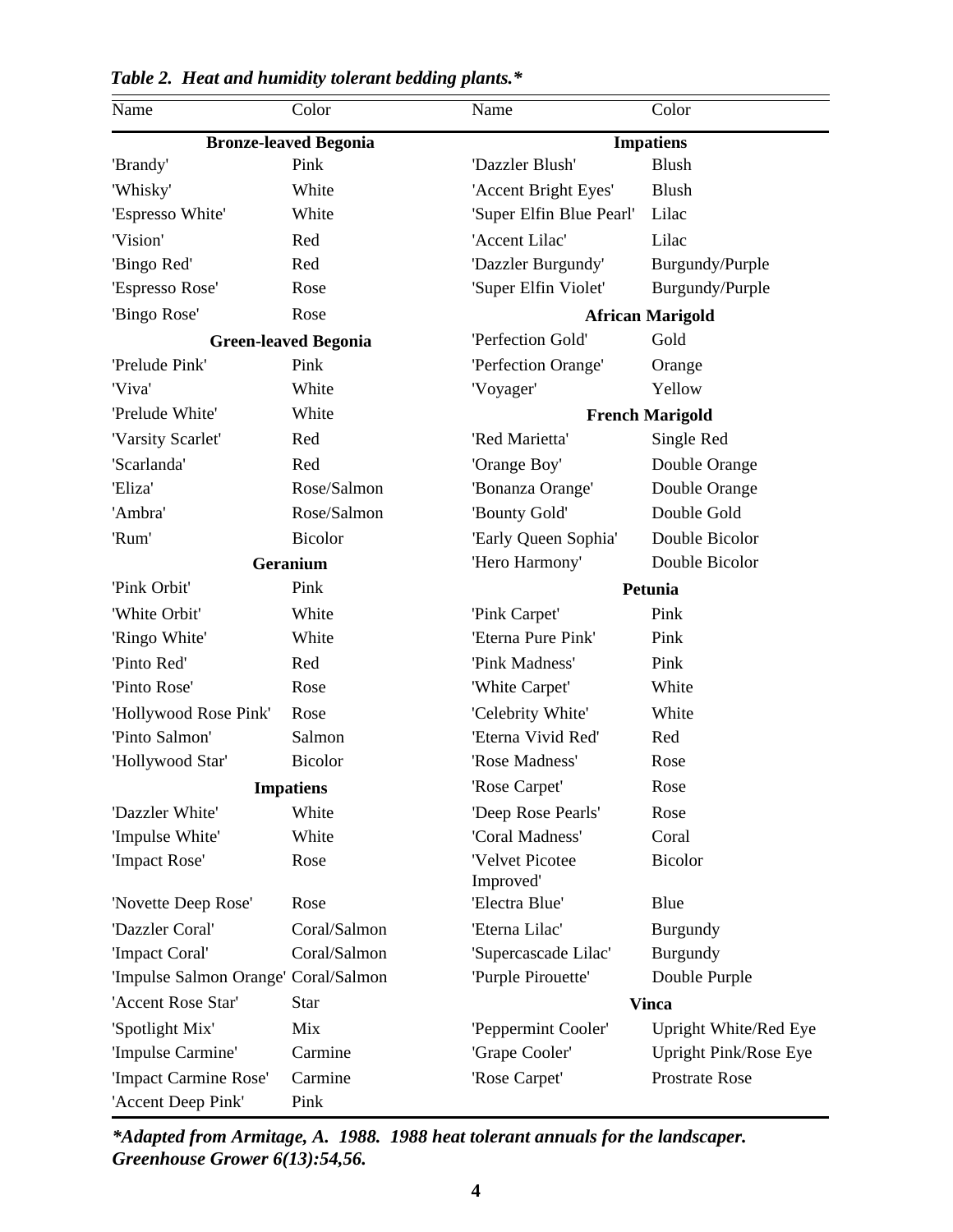*Table 2. Heat and humidity tolerant bedding plants.**

| Name | Color | Name | Color |
|---|---|---|---|
| **Bronze-leaved Begonia** | | **Impatiens** | |
| 'Brandy' | Pink | 'Dazzler Blush' | Blush |
| 'Whisky' | White | 'Accent Bright Eyes' | Blush |
| 'Espresso White' | White | 'Super Elfin Blue Pearl' | Lilac |
| 'Vision' | Red | 'Accent Lilac' | Lilac |
| 'Bingo Red' | Red | 'Dazzler Burgundy' | Burgundy/Purple |
| 'Espresso Rose' | Rose | 'Super Elfin Violet' | Burgundy/Purple |
| 'Bingo Rose' | Rose | **African Marigold** | |
| **Green-leaved Begonia** | | 'Perfection Gold' | Gold |
| 'Prelude Pink' | Pink | 'Perfection Orange' | Orange |
| 'Viva' | White | 'Voyager' | Yellow |
| 'Prelude White' | White | **French Marigold** | |
| 'Varsity Scarlet' | Red | 'Red Marietta' | Single Red |
| 'Scarlanda' | Red | 'Orange Boy' | Double Orange |
| 'Eliza' | Rose/Salmon | 'Bonanza Orange' | Double Orange |
| 'Ambra' | Rose/Salmon | 'Bounty Gold' | Double Gold |
| 'Rum' | Bicolor | 'Early Queen Sophia' | Double Bicolor |
| **Geranium** | | 'Hero Harmony' | Double Bicolor |
| 'Pink Orbit' | Pink | **Petunia** | |
| 'White Orbit' | White | 'Pink Carpet' | Pink |
| 'Ringo White' | White | 'Eterna Pure Pink' | Pink |
| 'Pinto Red' | Red | 'Pink Madness' | Pink |
| 'Pinto Rose' | Rose | 'White Carpet' | White |
| 'Hollywood Rose Pink' | Rose | 'Celebrity White' | White |
| 'Pinto Salmon' | Salmon | 'Eterna Vivid Red' | Red |
| 'Hollywood Star' | Bicolor | 'Rose Madness' | Rose |
| **Impatiens** | | 'Rose Carpet' | Rose |
| 'Dazzler White' | White | 'Deep Rose Pearls' | Rose |
| 'Impulse White' | White | 'Coral Madness' | Coral |
| 'Impact Rose' | Rose | 'Velvet Picotee Improved' | Bicolor |
| 'Novette Deep Rose' | Rose | 'Electra Blue' | Blue |
| 'Dazzler Coral' | Coral/Salmon | 'Eterna Lilac' | Burgundy |
| 'Impact Coral' | Coral/Salmon | 'Supercascade Lilac' | Burgundy |
| 'Impulse Salmon Orange' | Coral/Salmon | 'Purple Pirouette' | Double Purple |
| 'Accent Rose Star' | Star | **Vinca** | |
| 'Spotlight Mix' | Mix | 'Peppermint Cooler' | Upright White/Red Eye |
| 'Impulse Carmine' | Carmine | 'Grape Cooler' | Upright Pink/Rose Eye |
| 'Impact Carmine Rose' | Carmine | 'Rose Carpet' | Prostrate Rose |
| 'Accent Deep Pink' | Pink | | |

***Adapted from Armitage, A. 1988. 1988 heat tolerant annuals for the landscaper. Greenhouse Grower 6(13):54,56.***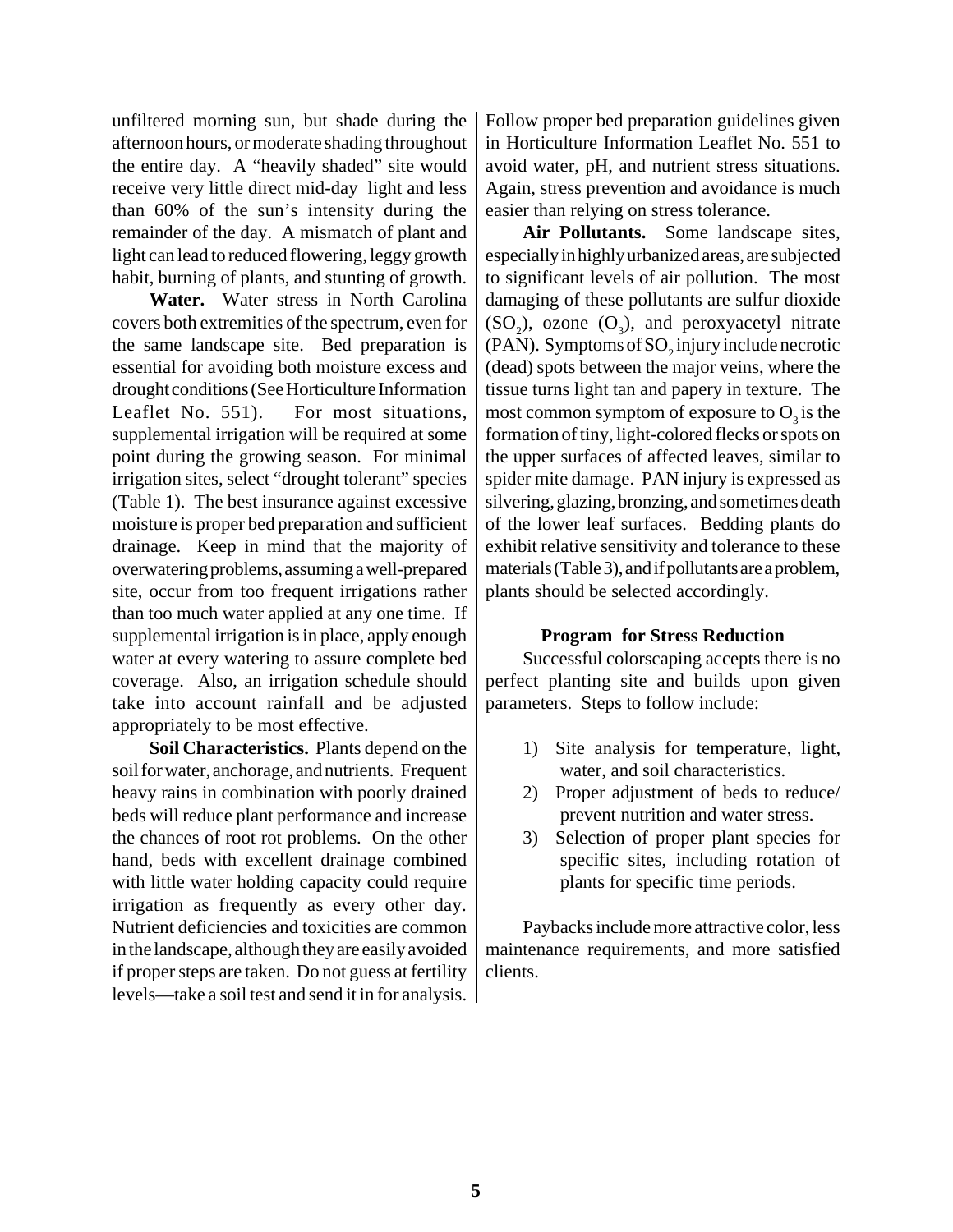unfiltered morning sun, but shade during the afternoon hours, or moderate shading throughout the entire day. A "heavily shaded" site would receive very little direct mid-day light and less than 60% of the sun's intensity during the remainder of the day. A mismatch of plant and light can lead to reduced flowering, leggy growth habit, burning of plants, and stunting of growth.

**Water.** Water stress in North Carolina covers both extremities of the spectrum, even for the same landscape site. Bed preparation is essential for avoiding both moisture excess and drought conditions (See Horticulture Information Leaflet No. 551). For most situations, supplemental irrigation will be required at some point during the growing season. For minimal irrigation sites, select "drought tolerant" species (Table 1). The best insurance against excessive moisture is proper bed preparation and sufficient drainage. Keep in mind that the majority of overwatering problems, assuming a well-prepared site, occur from too frequent irrigations rather than too much water applied at any one time. If supplemental irrigation is in place, apply enough water at every watering to assure complete bed coverage. Also, an irrigation schedule should take into account rainfall and be adjusted appropriately to be most effective.

**Soil Characteristics.** Plants depend on the soil for water, anchorage, and nutrients. Frequent heavy rains in combination with poorly drained beds will reduce plant performance and increase the chances of root rot problems. On the other hand, beds with excellent drainage combined with little water holding capacity could require irrigation as frequently as every other day. Nutrient deficiencies and toxicities are common in the landscape, although they are easily avoided if proper steps are taken. Do not guess at fertility levels—take a soil test and send it in for analysis. Follow proper bed preparation guidelines given in Horticulture Information Leaflet No. 551 to avoid water, pH, and nutrient stress situations. Again, stress prevention and avoidance is much easier than relying on stress tolerance.

**Air Pollutants.** Some landscape sites, especially in highly urbanized areas, are subjected to significant levels of air pollution. The most damaging of these pollutants are sulfur dioxide ($SO_2$), ozone ($O_3$), and peroxyacetyl nitrate (PAN). Symptoms of $SO_2$ injury include necrotic (dead) spots between the major veins, where the tissue turns light tan and papery in texture. The most common symptom of exposure to $O_3$ is the formation of tiny, light-colored flecks or spots on the upper surfaces of affected leaves, similar to spider mite damage. PAN injury is expressed as silvering, glazing, bronzing, and sometimes death of the lower leaf surfaces. Bedding plants do exhibit relative sensitivity and tolerance to these materials (Table 3), and if pollutants are a problem, plants should be selected accordingly.

### Program for Stress Reduction

Successful colorscaping accepts there is no perfect planting site and builds upon given parameters. Steps to follow include:

1) Site analysis for temperature, light, water, and soil characteristics.
2) Proper adjustment of beds to reduce/ prevent nutrition and water stress.
3) Selection of proper plant species for specific sites, including rotation of plants for specific time periods.

Paybacks include more attractive color, less maintenance requirements, and more satisfied clients.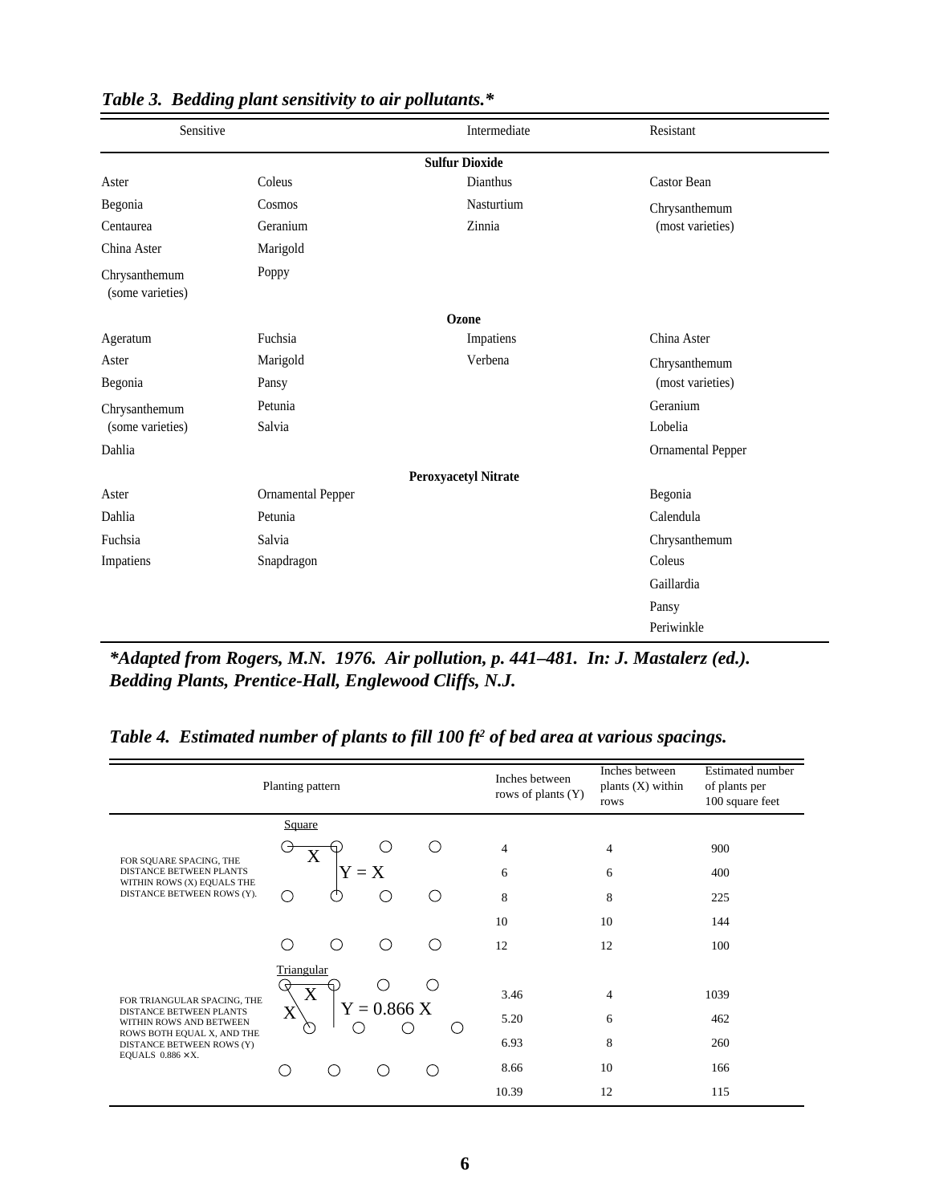***Table 3. Bedding plant sensitivity to air pollutants.****

| Sensitive | | Intermediate | Resistant |
|---|---|---|---|
| | | **Sulfur Dioxide** | |
| Aster | Coleus | Dianthus | Castor Bean |
| Begonia | Cosmos | Nasturtium | Chrysanthemum (most varieties) |
| Centaurea | Geranium | Zinnia | |
| China Aster | Marigold | | |
| Chrysanthemum (some varieties) | Poppy | | |
| | | **Ozone** | |
| Ageratum | Fuchsia | Impatiens | China Aster |
| Aster | Marigold | Verbena | Chrysanthemum (most varieties) |
| Begonia | Pansy | | |
| Chrysanthemum (some varieties) | Petunia | | Geranium |
| | Salvia | | Lobelia |
| Dahlia | | | Ornamental Pepper |
| | | **Peroxyacetyl Nitrate** | |
| Aster | Ornamental Pepper | | Begonia |
| Dahlia | Petunia | | Calendula |
| Fuchsia | Salvia | | Chrysanthemum |
| Impatiens | Snapdragon | | Coleus |
| | | | Gaillardia |
| | | | Pansy |
| | | | Periwinkle |

***Adapted from Rogers, M.N. 1976. Air pollution, p. 441–481. In: J. Mastalerz (ed.). Bedding Plants, Prentice-Hall, Englewood Cliffs, N.J.***

***Table 4. Estimated number of plants to fill 100 ft² of bed area at various spacings.***

| Planting pattern | Inches between rows of plants (Y) | Inches between plants (X) within rows | Estimated number of plants per 100 square feet |
|---|---|---|---|
| Square — FOR SQUARE SPACING, THE DISTANCE BETWEEN PLANTS WITHIN ROWS (X) EQUALS THE DISTANCE BETWEEN ROWS (Y). Y = X | 4 | 4 | 900 |
| | 6 | 6 | 400 |
| | 8 | 8 | 225 |
| | 10 | 10 | 144 |
| | 12 | 12 | 100 |
| Triangular — FOR TRIANGULAR SPACING, THE DISTANCE BETWEEN PLANTS WITHIN ROWS AND BETWEEN ROWS BOTH EQUAL X, AND THE DISTANCE BETWEEN ROWS (Y) EQUALS 0.886 × X. Y = 0.866 X | 3.46 | 4 | 1039 |
| | 5.20 | 6 | 462 |
| | 6.93 | 8 | 260 |
| | 8.66 | 10 | 166 |
| | 10.39 | 12 | 115 |